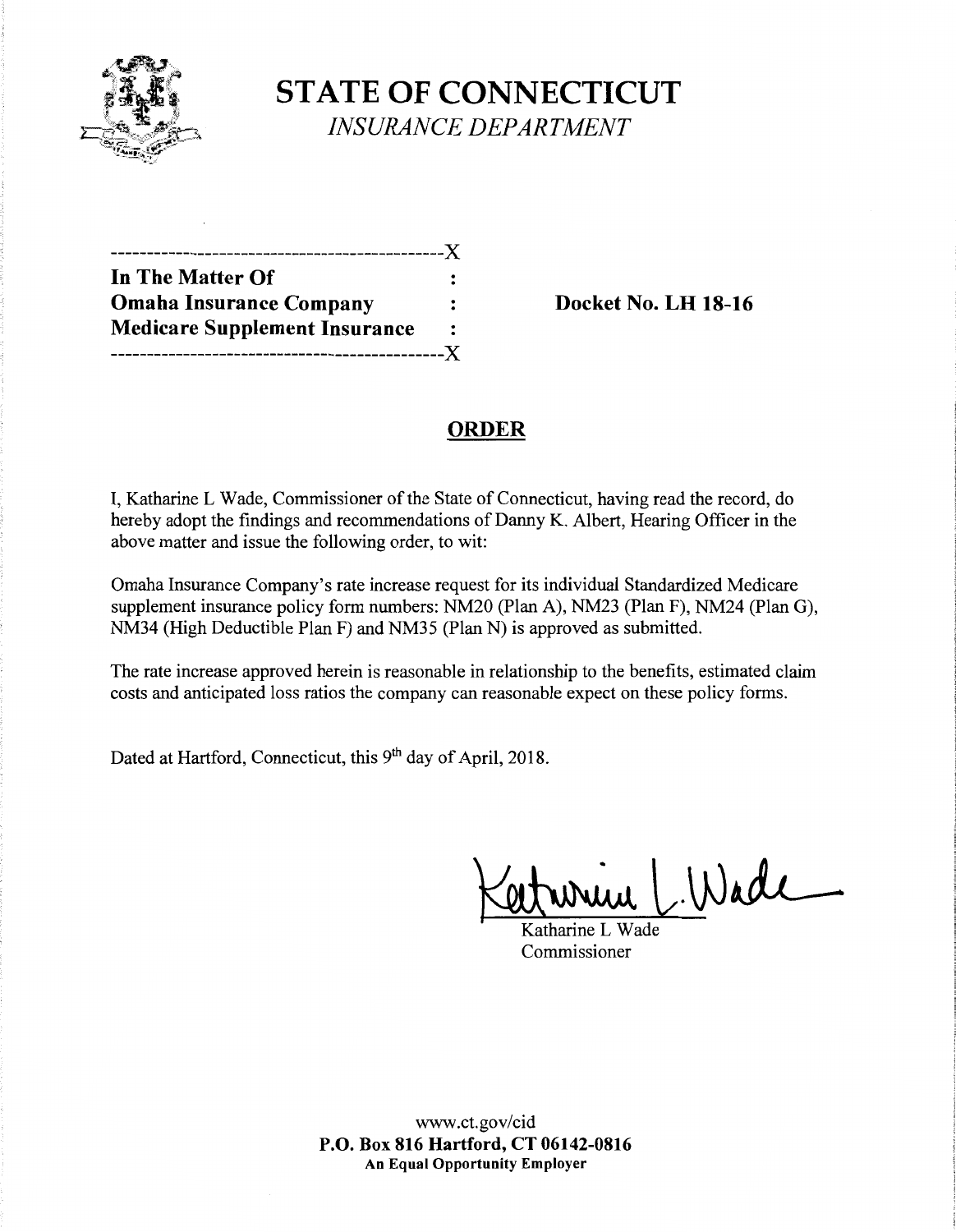# STATE OF CONNECTICUT

*INSURANCE DEPARTMENT*

----------------------------------------------X

**In The Matter Of** :
**Omaha Insurance Company** : **Docket No. LH 18-16**
**Medicare Supplement Insurance** :

----------------------------------------------X

## ORDER

I, Katharine L Wade, Commissioner of the State of Connecticut, having read the record, do hereby adopt the findings and recommendations of Danny K. Albert, Hearing Officer in the above matter and issue the following order, to wit:

Omaha Insurance Company's rate increase request for its individual Standardized Medicare supplement insurance policy form numbers: NM20 (Plan A), NM23 (Plan F), NM24 (Plan G), NM34 (High Deductible Plan F) and NM35 (Plan N) is approved as submitted.

The rate increase approved herein is reasonable in relationship to the benefits, estimated claim costs and anticipated loss ratios the company can reasonable expect on these policy forms.

Dated at Hartford, Connecticut, this 9th day of April, 2018.

Katharine L Wade
Commissioner

www.ct.gov/cid
**P.O. Box 816 Hartford, CT 06142-0816**
**An Equal Opportunity Employer**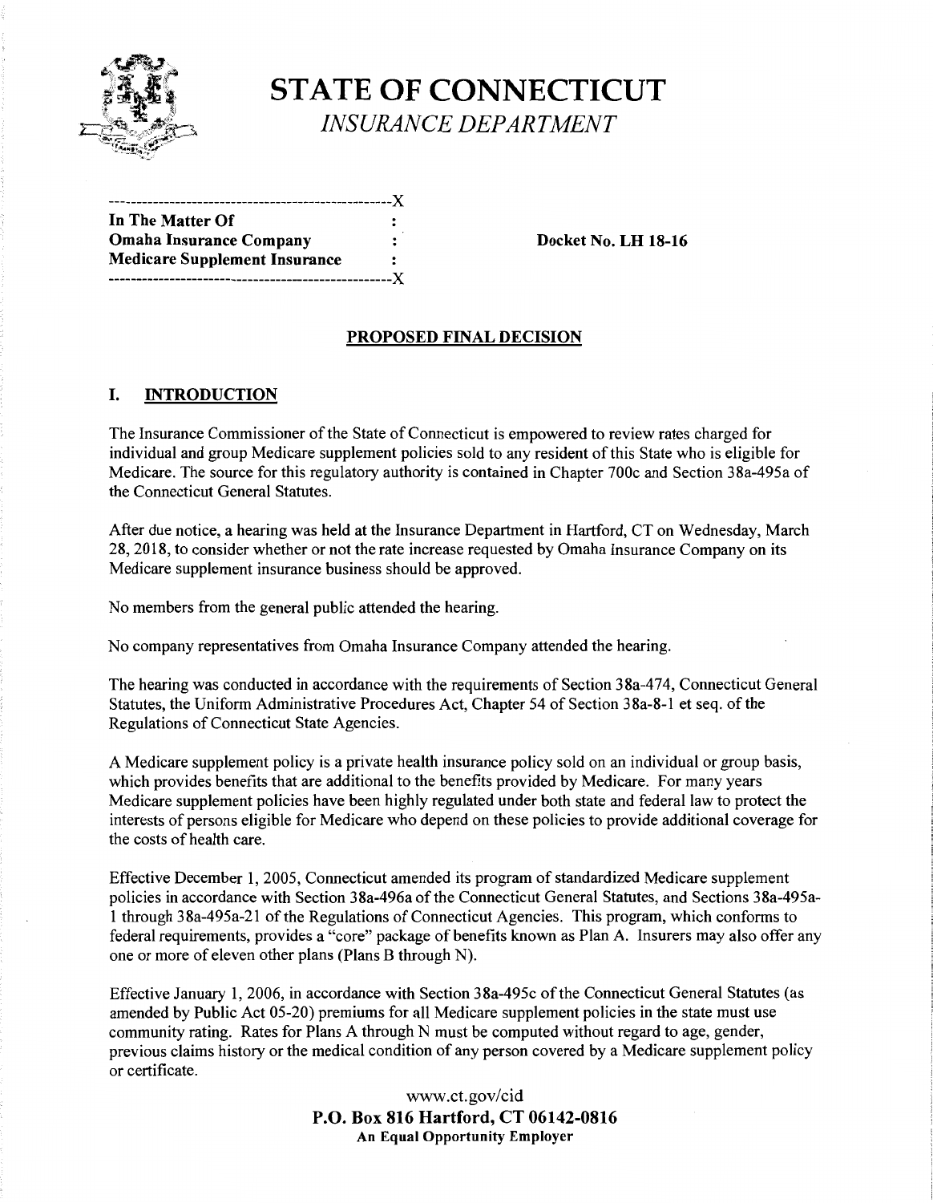# STATE OF CONNECTICUT

*INSURANCE DEPARTMENT*

| | | |
|---|---|---|
| In The Matter Of | : | |
| Omaha Insurance Company | : | Docket No. LH 18-16 |
| Medicare Supplement Insurance | : | |

## PROPOSED FINAL DECISION

## I. INTRODUCTION

The Insurance Commissioner of the State of Connecticut is empowered to review rates charged for individual and group Medicare supplement policies sold to any resident of this State who is eligible for Medicare. The source for this regulatory authority is contained in Chapter 700c and Section 38a-495a of the Connecticut General Statutes.

After due notice, a hearing was held at the Insurance Department in Hartford, CT on Wednesday, March 28, 2018, to consider whether or not the rate increase requested by Omaha Insurance Company on its Medicare supplement insurance business should be approved.

No members from the general public attended the hearing.

No company representatives from Omaha Insurance Company attended the hearing.

The hearing was conducted in accordance with the requirements of Section 38a-474, Connecticut General Statutes, the Uniform Administrative Procedures Act, Chapter 54 of Section 38a-8-1 et seq. of the Regulations of Connecticut State Agencies.

A Medicare supplement policy is a private health insurance policy sold on an individual or group basis, which provides benefits that are additional to the benefits provided by Medicare. For many years Medicare supplement policies have been highly regulated under both state and federal law to protect the interests of persons eligible for Medicare who depend on these policies to provide additional coverage for the costs of health care.

Effective December 1, 2005, Connecticut amended its program of standardized Medicare supplement policies in accordance with Section 38a-496a of the Connecticut General Statutes, and Sections 38a-495a-1 through 38a-495a-21 of the Regulations of Connecticut Agencies. This program, which conforms to federal requirements, provides a "core" package of benefits known as Plan A. Insurers may also offer any one or more of eleven other plans (Plans B through N).

Effective January 1, 2006, in accordance with Section 38a-495c of the Connecticut General Statutes (as amended by Public Act 05-20) premiums for all Medicare supplement policies in the state must use community rating. Rates for Plans A through N must be computed without regard to age, gender, previous claims history or the medical condition of any person covered by a Medicare supplement policy or certificate.

www.ct.gov/cid
**P.O. Box 816 Hartford, CT 06142-0816**
**An Equal Opportunity Employer**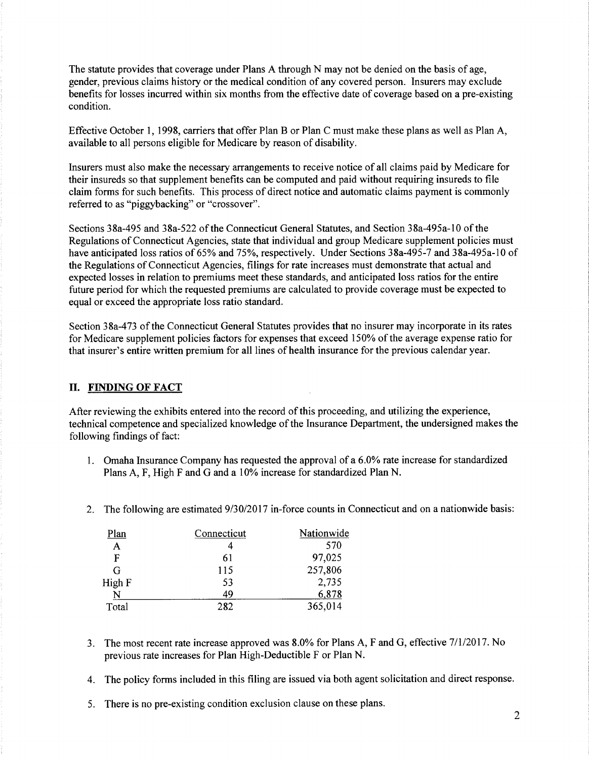The statute provides that coverage under Plans A through N may not be denied on the basis of age, gender, previous claims history or the medical condition of any covered person. Insurers may exclude benefits for losses incurred within six months from the effective date of coverage based on a pre-existing condition.

Effective October 1, 1998, carriers that offer Plan B or Plan C must make these plans as well as Plan A, available to all persons eligible for Medicare by reason of disability.

Insurers must also make the necessary arrangements to receive notice of all claims paid by Medicare for their insureds so that supplement benefits can be computed and paid without requiring insureds to file claim forms for such benefits. This process of direct notice and automatic claims payment is commonly referred to as "piggybacking" or "crossover".

Sections 38a-495 and 38a-522 of the Connecticut General Statutes, and Section 38a-495a-10 of the Regulations of Connecticut Agencies, state that individual and group Medicare supplement policies must have anticipated loss ratios of 65% and 75%, respectively. Under Sections 38a-495-7 and 38a-495a-10 of the Regulations of Connecticut Agencies, filings for rate increases must demonstrate that actual and expected losses in relation to premiums meet these standards, and anticipated loss ratios for the entire future period for which the requested premiums are calculated to provide coverage must be expected to equal or exceed the appropriate loss ratio standard.

Section 38a-473 of the Connecticut General Statutes provides that no insurer may incorporate in its rates for Medicare supplement policies factors for expenses that exceed 150% of the average expense ratio for that insurer's entire written premium for all lines of health insurance for the previous calendar year.

## II. FINDING OF FACT

After reviewing the exhibits entered into the record of this proceeding, and utilizing the experience, technical competence and specialized knowledge of the Insurance Department, the undersigned makes the following findings of fact:

1. Omaha Insurance Company has requested the approval of a 6.0% rate increase for standardized Plans A, F, High F and G and a 10% increase for standardized Plan N.

2. The following are estimated 9/30/2017 in-force counts in Connecticut and on a nationwide basis:

| Plan | Connecticut | Nationwide |
|---|---|---|
| A | 4 | 570 |
| F | 61 | 97,025 |
| G | 115 | 257,806 |
| High F | 53 | 2,735 |
| N | 49 | 6,878 |
| Total | 282 | 365,014 |

3. The most recent rate increase approved was 8.0% for Plans A, F and G, effective 7/1/2017. No previous rate increases for Plan High-Deductible F or Plan N.

4. The policy forms included in this filing are issued via both agent solicitation and direct response.

5. There is no pre-existing condition exclusion clause on these plans.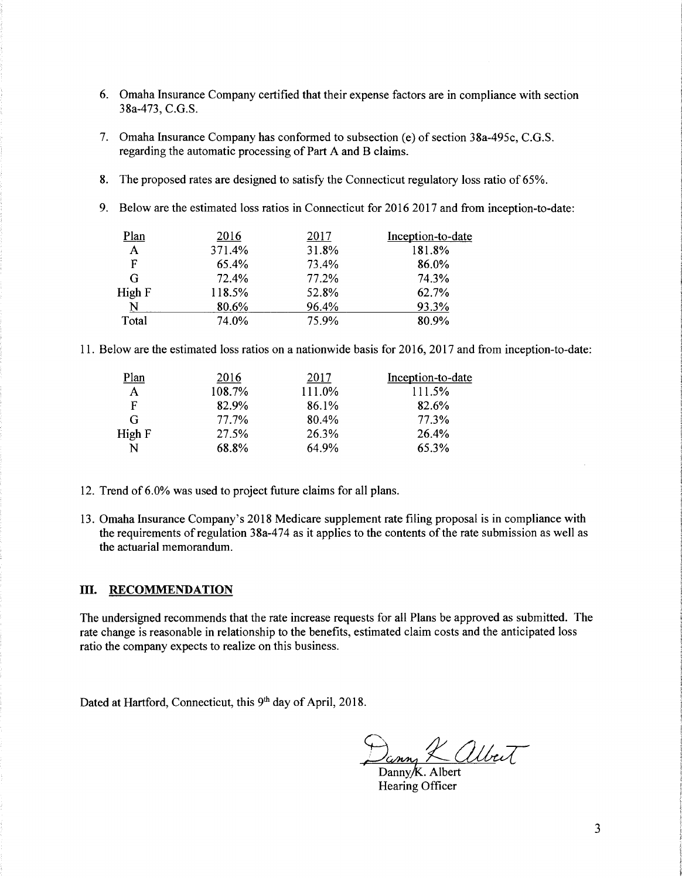6. Omaha Insurance Company certified that their expense factors are in compliance with section 38a-473, C.G.S.

7. Omaha Insurance Company has conformed to subsection (e) of section 38a-495c, C.G.S. regarding the automatic processing of Part A and B claims.

8. The proposed rates are designed to satisfy the Connecticut regulatory loss ratio of 65%.

9. Below are the estimated loss ratios in Connecticut for 2016 2017 and from inception-to-date:

| Plan | 2016 | 2017 | Inception-to-date |
|---|---|---|---|
| A | 371.4% | 31.8% | 181.8% |
| F | 65.4% | 73.4% | 86.0% |
| G | 72.4% | 77.2% | 74.3% |
| High F | 118.5% | 52.8% | 62.7% |
| N | 80.6% | 96.4% | 93.3% |
| Total | 74.0% | 75.9% | 80.9% |

11. Below are the estimated loss ratios on a nationwide basis for 2016, 2017 and from inception-to-date:

| Plan | 2016 | 2017 | Inception-to-date |
|---|---|---|---|
| A | 108.7% | 111.0% | 111.5% |
| F | 82.9% | 86.1% | 82.6% |
| G | 77.7% | 80.4% | 77.3% |
| High F | 27.5% | 26.3% | 26.4% |
| N | 68.8% | 64.9% | 65.3% |

12. Trend of 6.0% was used to project future claims for all plans.

13. Omaha Insurance Company's 2018 Medicare supplement rate filing proposal is in compliance with the requirements of regulation 38a-474 as it applies to the contents of the rate submission as well as the actuarial memorandum.

## III. RECOMMENDATION

The undersigned recommends that the rate increase requests for all Plans be approved as submitted. The rate change is reasonable in relationship to the benefits, estimated claim costs and the anticipated loss ratio the company expects to realize on this business.

Dated at Hartford, Connecticut, this 9th day of April, 2018.

Danny K. Albert

Danny K. Albert
Hearing Officer